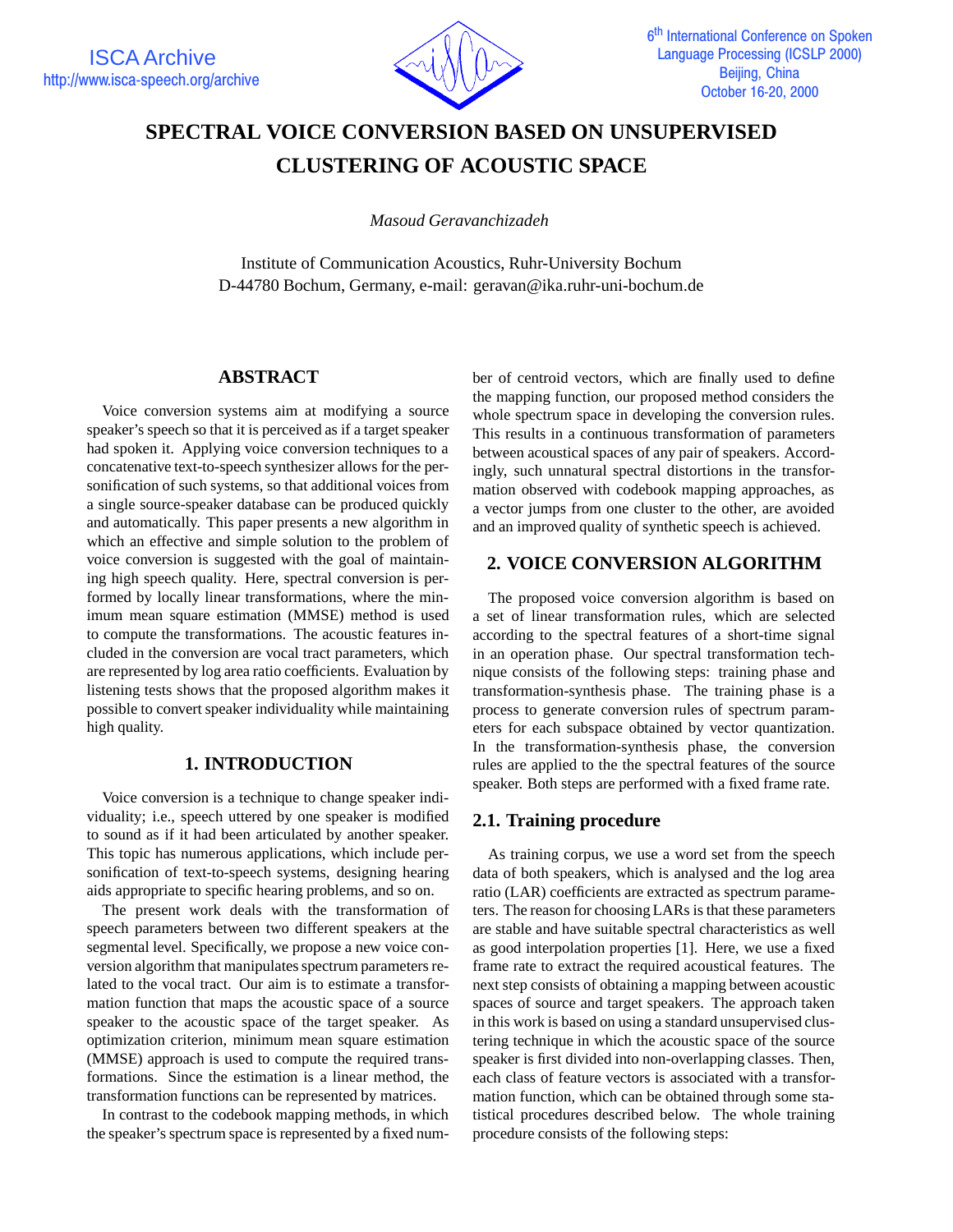# SPECTRAL VOICE CONVERSION BASED ON UNSUPERVISED CLUSTERING OF ACOUSTIC SPACE

*Masoud Geravanchizadeh*

Institute of Communication Acoustics, Ruhr-University Bochum
D-44780 Bochum, Germany, e-mail: geravan@ika.ruhr-uni-bochum.de

## ABSTRACT

Voice conversion systems aim at modifying a source speaker's speech so that it is perceived as if a target speaker had spoken it. Applying voice conversion techniques to a concatenative text-to-speech synthesizer allows for the personification of such systems, so that additional voices from a single source-speaker database can be produced quickly and automatically. This paper presents a new algorithm in which an effective and simple solution to the problem of voice conversion is suggested with the goal of maintaining high speech quality. Here, spectral conversion is performed by locally linear transformations, where the minimum mean square estimation (MMSE) method is used to compute the transformations. The acoustic features included in the conversion are vocal tract parameters, which are represented by log area ratio coefficients. Evaluation by listening tests shows that the proposed algorithm makes it possible to convert speaker individuality while maintaining high quality.

## 1. INTRODUCTION

Voice conversion is a technique to change speaker individuality; i.e., speech uttered by one speaker is modified to sound as if it had been articulated by another speaker. This topic has numerous applications, which include personification of text-to-speech systems, designing hearing aids appropriate to specific hearing problems, and so on.

The present work deals with the transformation of speech parameters between two different speakers at the segmental level. Specifically, we propose a new voice conversion algorithm that manipulates spectrum parameters related to the vocal tract. Our aim is to estimate a transformation function that maps the acoustic space of a source speaker to the acoustic space of the target speaker. As optimization criterion, minimum mean square estimation (MMSE) approach is used to compute the required transformations. Since the estimation is a linear method, the transformation functions can be represented by matrices.

In contrast to the codebook mapping methods, in which the speaker's spectrum space is represented by a fixed number of centroid vectors, which are finally used to define the mapping function, our proposed method considers the whole spectrum space in developing the conversion rules. This results in a continuous transformation of parameters between acoustical spaces of any pair of speakers. Accordingly, such unnatural spectral distortions in the transformation observed with codebook mapping approaches, as a vector jumps from one cluster to the other, are avoided and an improved quality of synthetic speech is achieved.

## 2. VOICE CONVERSION ALGORITHM

The proposed voice conversion algorithm is based on a set of linear transformation rules, which are selected according to the spectral features of a short-time signal in an operation phase. Our spectral transformation technique consists of the following steps: training phase and transformation-synthesis phase. The training phase is a process to generate conversion rules of spectrum parameters for each subspace obtained by vector quantization. In the transformation-synthesis phase, the conversion rules are applied to the the spectral features of the source speaker. Both steps are performed with a fixed frame rate.

### 2.1. Training procedure

As training corpus, we use a word set from the speech data of both speakers, which is analysed and the log area ratio (LAR) coefficients are extracted as spectrum parameters. The reason for choosing LARs is that these parameters are stable and have suitable spectral characteristics as well as good interpolation properties [1]. Here, we use a fixed frame rate to extract the required acoustical features. The next step consists of obtaining a mapping between acoustic spaces of source and target speakers. The approach taken in this work is based on using a standard unsupervised clustering technique in which the acoustic space of the source speaker is first divided into non-overlapping classes. Then, each class of feature vectors is associated with a transformation function, which can be obtained through some statistical procedures described below. The whole training procedure consists of the following steps: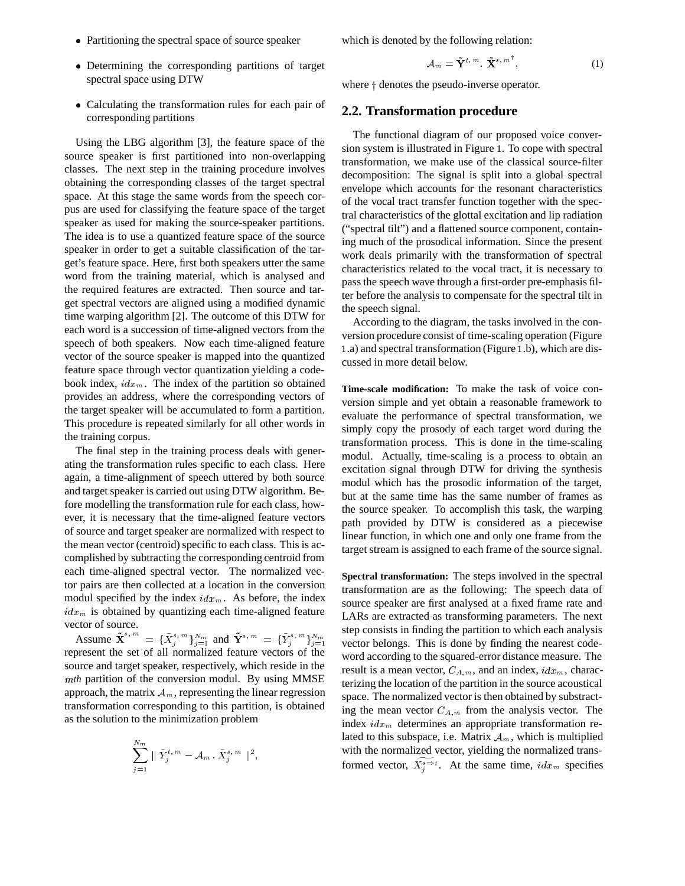- Partitioning the spectral space of source speaker
- Determining the corresponding partitions of target spectral space using DTW
- Calculating the transformation rules for each pair of corresponding partitions

Using the LBG algorithm [3], the feature space of the source speaker is first partitioned into non-overlapping classes. The next step in the training procedure involves obtaining the corresponding classes of the target spectral space. At this stage the same words from the speech corpus are used for classifying the feature space of the target speaker as used for making the source-speaker partitions. The idea is to use a quantized feature space of the source speaker in order to get a suitable classification of the target's feature space. Here, first both speakers utter the same word from the training material, which is analysed and the required features are extracted. Then source and target spectral vectors are aligned using a modified dynamic time warping algorithm [2]. The outcome of this DTW for each word is a succession of time-aligned vectors from the speech of both speakers. Now each time-aligned feature vector of the source speaker is mapped into the quantized feature space through vector quantization yielding a codebook index, $idx_m$. The index of the partition so obtained provides an address, where the corresponding vectors of the target speaker will be accumulated to form a partition. This procedure is repeated similarly for all other words in the training corpus.

The final step in the training process deals with generating the transformation rules specific to each class. Here again, a time-alignment of speech uttered by both source and target speaker is carried out using DTW algorithm. Before modelling the transformation rule for each class, however, it is necessary that the time-aligned feature vectors of source and target speaker are normalized with respect to the mean vector (centroid) specific to each class. This is accomplished by subtracting the corresponding centroid from each time-aligned spectral vector. The normalized vector pairs are then collected at a location in the conversion modul specified by the index $idx_m$. As before, the index $idx_m$ is obtained by quantizing each time-aligned feature vector of source.

Assume $\tilde{\mathbf{X}}^{s,\,m} = \{\bar{X}_j^{s,\,m}\}_{j=1}^{N_m}$ and $\tilde{\mathbf{Y}}^{s,\,m} = \{\bar{Y}_j^{s,\,m}\}_{j=1}^{N_m}$ represent the set of all normalized feature vectors of the source and target speaker, respectively, which reside in the *mth* partition of the conversion modul. By using MMSE approach, the matrix $\mathcal{A}_m$, representing the linear regression transformation corresponding to this partition, is obtained as the solution to the minimization problem

$$\sum_{j=1}^{N_m} \| \bar{Y}_j^{t,\,m} - \mathcal{A}_m \,.\, \bar{X}_j^{s,\,m} \|^2,$$

which is denoted by the following relation:

$$\mathcal{A}_m = \tilde{\mathbf{Y}}^{t,\,m} .\ \tilde{\mathbf{X}}^{s,\,m^{\dagger}}, \tag{1}$$

where $\dagger$ denotes the pseudo-inverse operator.

## 2.2. Transformation procedure

The functional diagram of our proposed voice conversion system is illustrated in Figure 1. To cope with spectral transformation, we make use of the classical source-filter decomposition: The signal is split into a global spectral envelope which accounts for the resonant characteristics of the vocal tract transfer function together with the spectral characteristics of the glottal excitation and lip radiation ("spectral tilt") and a flattened source component, containing much of the prosodical information. Since the present work deals primarily with the transformation of spectral characteristics related to the vocal tract, it is necessary to pass the speech wave through a first-order pre-emphasis filter before the analysis to compensate for the spectral tilt in the speech signal.

According to the diagram, the tasks involved in the conversion procedure consist of time-scaling operation (Figure 1.a) and spectral transformation (Figure 1.b), which are discussed in more detail below.

**Time-scale modification:** To make the task of voice conversion simple and yet obtain a reasonable framework to evaluate the performance of spectral transformation, we simply copy the prosody of each target word during the transformation process. This is done in the time-scaling modul. Actually, time-scaling is a process to obtain an excitation signal through DTW for driving the synthesis modul which has the prosodic information of the target, but at the same time has the same number of frames as the source speaker. To accomplish this task, the warping path provided by DTW is considered as a piecewise linear function, in which one and only one frame from the target stream is assigned to each frame of the source signal.

**Spectral transformation:** The steps involved in the spectral transformation are as the following: The speech data of source speaker are first analysed at a fixed frame rate and LARs are extracted as transforming parameters. The next step consists in finding the partition to which each analysis vector belongs. This is done by finding the nearest codeword according to the squared-error distance measure. The result is a mean vector, $C_{A,m}$, and an index, $idx_m$, characterizing the location of the partition in the source acoustical space. The normalized vector is then obtained by substracting the mean vector $C_{A,m}$ from the analysis vector. The index $idx_m$ determines an appropriate transformation related to this subspace, i.e. Matrix $\mathcal{A}_m$, which is multiplied with the normalized vector, yielding the normalized transformed vector, $\widetilde{X_j^{s \Rightarrow t}}$. At the same time, $idx_m$ specifies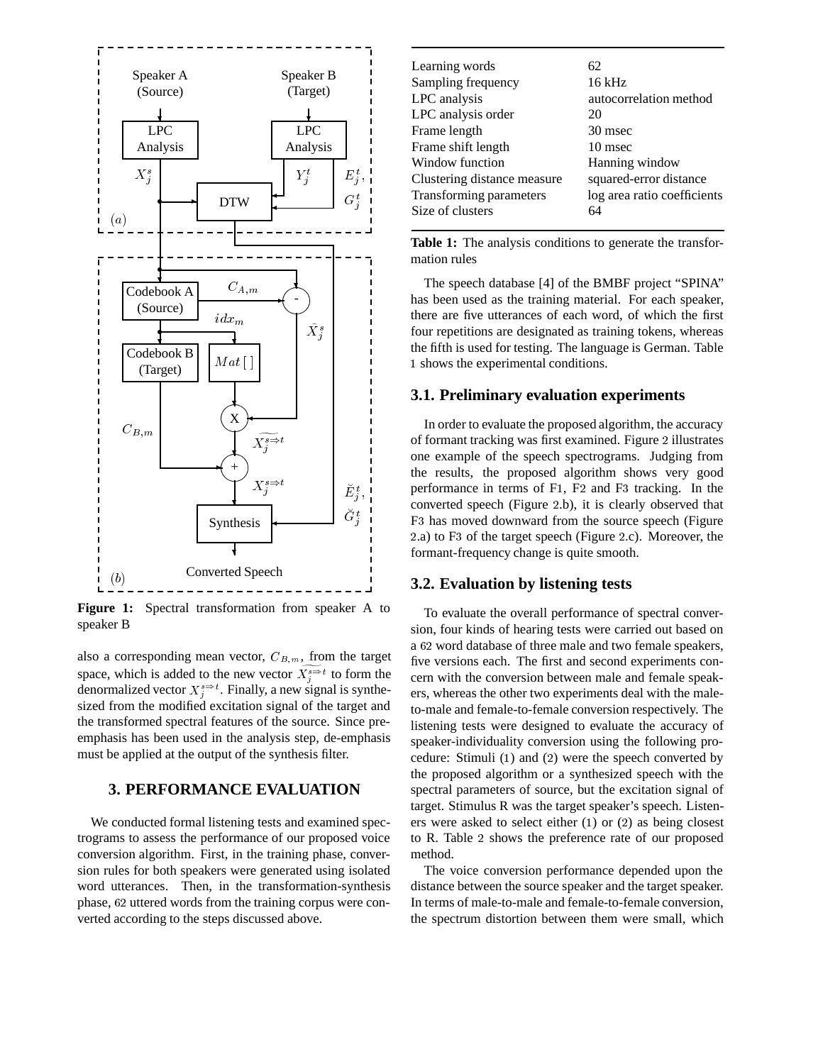**Figure 1:** Spectral transformation from speaker A to speaker B

also a corresponding mean vector, $C_{B,m}$, from the target space, which is added to the new vector $\widetilde{X_j^{s\Rightarrow t}}$ to form the denormalized vector $X_j^{s\Rightarrow t}$. Finally, a new signal is synthesized from the modified excitation signal of the target and the transformed spectral features of the source. Since preemphasis has been used in the analysis step, de-emphasis must be applied at the output of the synthesis filter.

## 3. PERFORMANCE EVALUATION

We conducted formal listening tests and examined spectrograms to assess the performance of our proposed voice conversion algorithm. First, in the training phase, conversion rules for both speakers were generated using isolated word utterances. Then, in the transformation-synthesis phase, 62 uttered words from the training corpus were converted according to the steps discussed above.

| | |
|---|---|
| Learning words | 62 |
| Sampling frequency | 16 kHz |
| LPC analysis | autocorrelation method |
| LPC analysis order | 20 |
| Frame length | 30 msec |
| Frame shift length | 10 msec |
| Window function | Hanning window |
| Clustering distance measure | squared-error distance |
| Transforming parameters | log area ratio coefficients |
| Size of clusters | 64 |

**Table 1:** The analysis conditions to generate the transformation rules

The speech database [4] of the BMBF project "SPINA" has been used as the training material. For each speaker, there are five utterances of each word, of which the first four repetitions are designated as training tokens, whereas the fifth is used for testing. The language is German. Table 1 shows the experimental conditions.

### 3.1. Preliminary evaluation experiments

In order to evaluate the proposed algorithm, the accuracy of formant tracking was first examined. Figure 2 illustrates one example of the speech spectrograms. Judging from the results, the proposed algorithm shows very good performance in terms of F1, F2 and F3 tracking. In the converted speech (Figure 2.b), it is clearly observed that F3 has moved downward from the source speech (Figure 2.a) to F3 of the target speech (Figure 2.c). Moreover, the formant-frequency change is quite smooth.

### 3.2. Evaluation by listening tests

To evaluate the overall performance of spectral conversion, four kinds of hearing tests were carried out based on a 62 word database of three male and two female speakers, five versions each. The first and second experiments concern with the conversion between male and female speakers, whereas the other two experiments deal with the male-to-male and female-to-female conversion respectively. The listening tests were designed to evaluate the accuracy of speaker-individuality conversion using the following procedure: Stimuli (1) and (2) were the speech converted by the proposed algorithm or a synthesized speech with the spectral parameters of source, but the excitation signal of target. Stimulus R was the target speaker's speech. Listeners were asked to select either (1) or (2) as being closest to R. Table 2 shows the preference rate of our proposed method.

The voice conversion performance depended upon the distance between the source speaker and the target speaker. In terms of male-to-male and female-to-female conversion, the spectrum distortion between them were small, which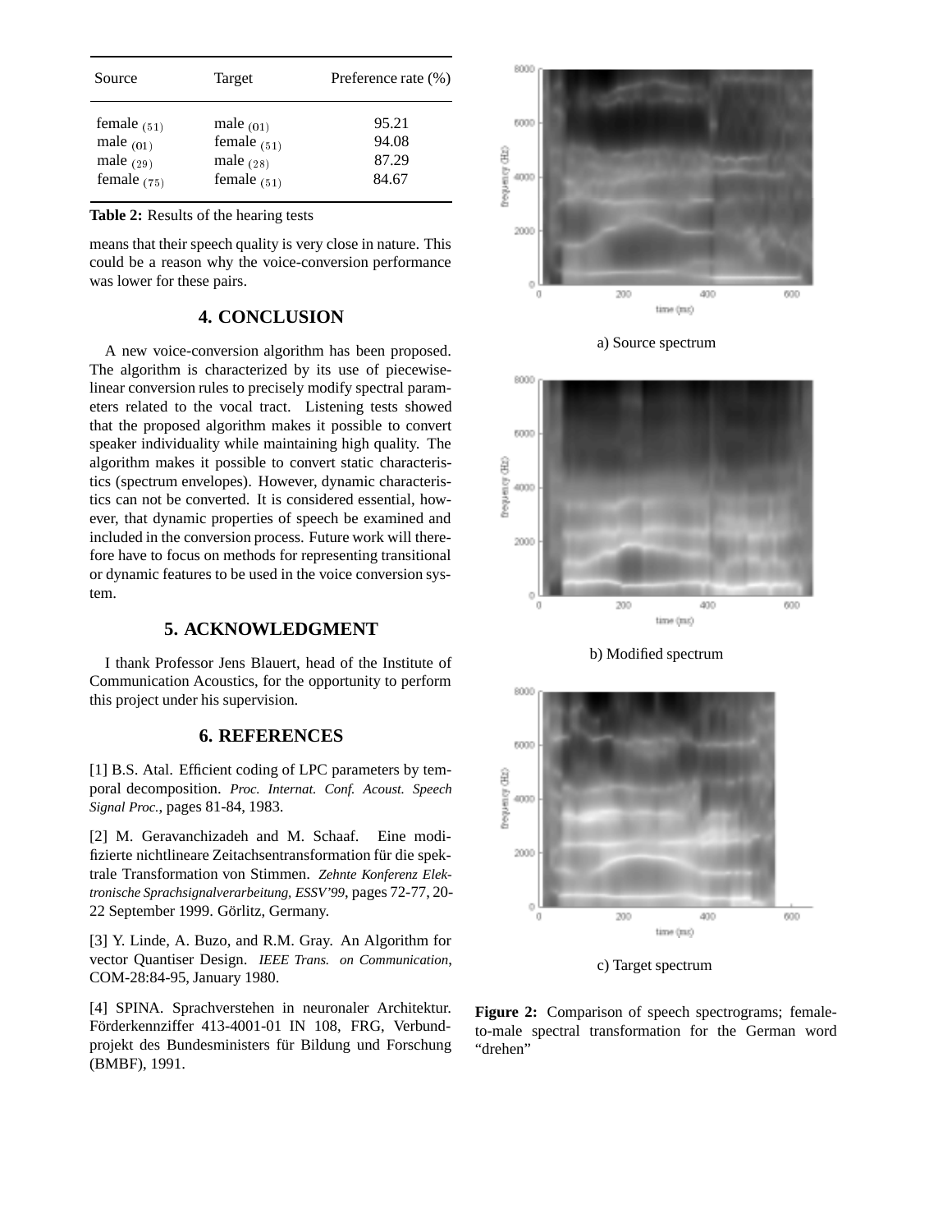| Source | Target | Preference rate (%) |
|---|---|---|
| female $_{(51)}$ | male $_{(01)}$ | 95.21 |
| male $_{(01)}$ | female $_{(51)}$ | 94.08 |
| male $_{(29)}$ | male $_{(28)}$ | 87.29 |
| female $_{(75)}$ | female $_{(51)}$ | 84.67 |

**Table 2:** Results of the hearing tests

means that their speech quality is very close in nature. This could be a reason why the voice-conversion performance was lower for these pairs.

## 4. CONCLUSION

A new voice-conversion algorithm has been proposed. The algorithm is characterized by its use of piecewise-linear conversion rules to precisely modify spectral parameters related to the vocal tract. Listening tests showed that the proposed algorithm makes it possible to convert speaker individuality while maintaining high quality. The algorithm makes it possible to convert static characteristics (spectrum envelopes). However, dynamic characteristics can not be converted. It is considered essential, however, that dynamic properties of speech be examined and included in the conversion process. Future work will therefore have to focus on methods for representing transitional or dynamic features to be used in the voice conversion system.

## 5. ACKNOWLEDGMENT

I thank Professor Jens Blauert, head of the Institute of Communication Acoustics, for the opportunity to perform this project under his supervision.

## 6. REFERENCES

[1] B.S. Atal. Efficient coding of LPC parameters by temporal decomposition. *Proc. Internat. Conf. Acoust. Speech Signal Proc.*, pages 81-84, 1983.

[2] M. Geravanchizadeh and M. Schaaf. Eine modifizierte nichtlineare Zeitachsentransformation für die spektrale Transformation von Stimmen. *Zehnte Konferenz Elektronische Sprachsignalverarbeitung, ESSV'99*, pages 72-77, 20-22 September 1999. Görlitz, Germany.

[3] Y. Linde, A. Buzo, and R.M. Gray. An Algorithm for vector Quantiser Design. *IEEE Trans. on Communication*, COM-28:84-95, January 1980.

[4] SPINA. Sprachverstehen in neuronaler Architektur. Förderkennziffer 413-4001-01 IN 108, FRG, Verbundprojekt des Bundesministers für Bildung und Forschung (BMBF), 1991.

8000
6000
4000
2000
0
frequency (Hz)
0
200
400
600
time (ms)

a) Source spectrum

8000
6000
4000
2000
0
frequency (Hz)
0
200
400
600
time (ms)

b) Modified spectrum

8000
6000
4000
2000
0
frequency (Hz)
0
200
400
600
time (ms)

c) Target spectrum

**Figure 2:** Comparison of speech spectrograms; female-to-male spectral transformation for the German word "drehen"